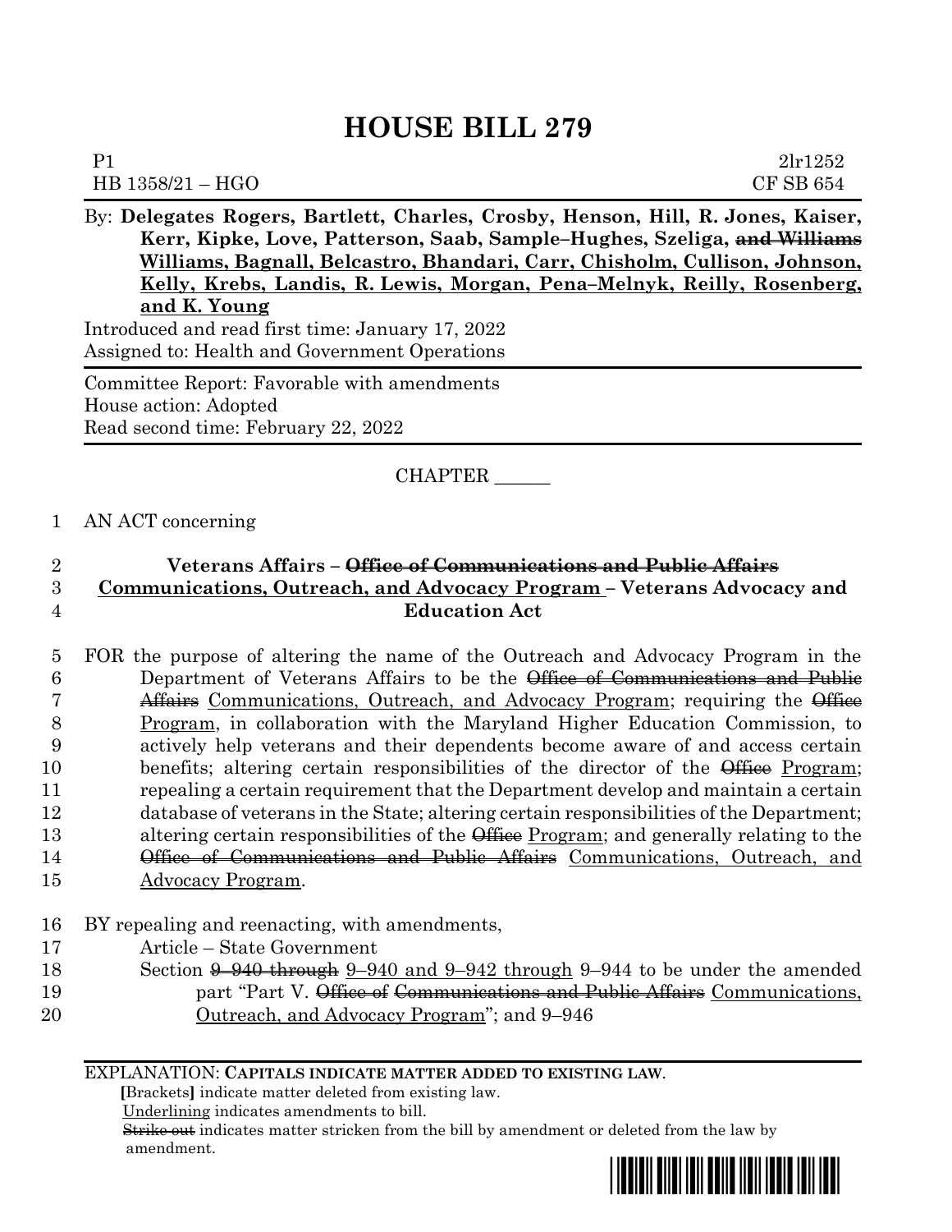# HOUSE BILL 279

P1 2lr1252
HB 1358/21 – HGO CF SB 654

By: **Delegates Rogers, Bartlett, Charles, Crosby, Henson, Hill, R. Jones, Kaiser, Kerr, Kipke, Love, Patterson, Saab, Sample–Hughes, Szeliga, ~~and Williams~~ <u>Williams, Bagnall, Belcastro, Bhandari, Carr, Chisholm, Cullison, Johnson, Kelly, Krebs, Landis, R. Lewis, Morgan, Pena–Melnyk, Reilly, Rosenberg, and K. Young</u>**

Introduced and read first time: January 17, 2022
Assigned to: Health and Government Operations

Committee Report: Favorable with amendments
House action: Adopted
Read second time: February 22, 2022

CHAPTER ______

1 AN ACT concerning

2 **Veterans Affairs – ~~Office of Communications and Public Affairs~~**
3 **<u>Communications, Outreach, and Advocacy Program</u> – Veterans Advocacy and**
4 **Education Act**

5 FOR the purpose of altering the name of the Outreach and Advocacy Program in the
6 Department of Veterans Affairs to be the ~~Office of Communications and Public~~
7 ~~Affairs~~ <u>Communications, Outreach, and Advocacy Program</u>; requiring the ~~Office~~
8 <u>Program</u>, in collaboration with the Maryland Higher Education Commission, to
9 actively help veterans and their dependents become aware of and access certain
10 benefits; altering certain responsibilities of the director of the ~~Office~~ <u>Program</u>;
11 repealing a certain requirement that the Department develop and maintain a certain
12 database of veterans in the State; altering certain responsibilities of the Department;
13 altering certain responsibilities of the ~~Office~~ <u>Program</u>; and generally relating to the
14 ~~Office of Communications and Public Affairs~~ <u>Communications, Outreach, and</u>
15 <u>Advocacy Program</u>.

16 BY repealing and reenacting, with amendments,
17 Article – State Government
18 Section ~~9–940 through~~ <u>9–940 and 9–942 through</u> 9–944 to be under the amended
19 part "Part V. ~~Office of Communications and Public Affairs~~ <u>Communications,</u>
20 <u>Outreach, and Advocacy Program</u>"; and 9–946

EXPLANATION: **CAPITALS INDICATE MATTER ADDED TO EXISTING LAW.**
**[**Brackets**]** indicate matter deleted from existing law.
<u>Underlining</u> indicates amendments to bill.
~~Strike out~~ indicates matter stricken from the bill by amendment or deleted from the law by amendment.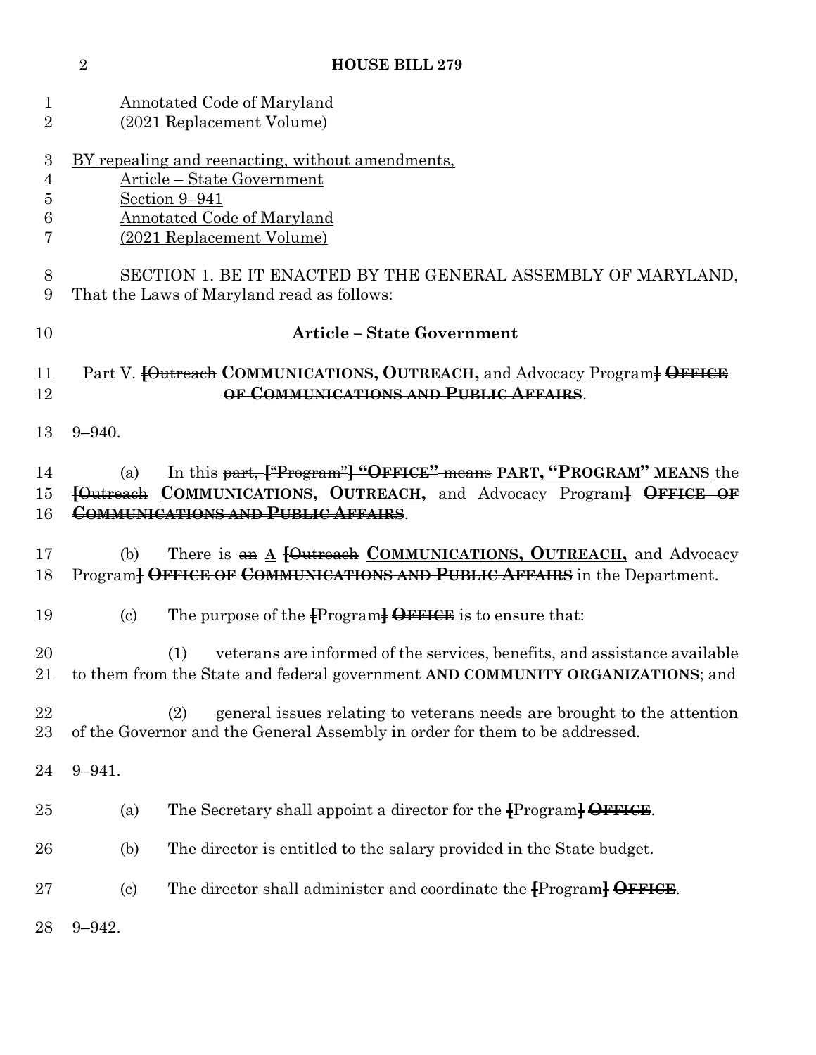Annotated Code of Maryland
(2021 Replacement Volume)

BY repealing and reenacting, without amendments,
Article – State Government
Section 9–941
Annotated Code of Maryland
(2021 Replacement Volume)

SECTION 1. BE IT ENACTED BY THE GENERAL ASSEMBLY OF MARYLAND, That the Laws of Maryland read as follows:

**Article – State Government**

Part V. [Outreach **COMMUNICATIONS, OUTREACH,** and Advocacy Program] ~~OFFICE OF COMMUNICATIONS AND PUBLIC AFFAIRS~~.

9–940.

(a) In this ~~part, ["Program"] "OFFICE" means~~ **PART, "PROGRAM" MEANS** the [Outreach **COMMUNICATIONS, OUTREACH,** and Advocacy Program] ~~OFFICE OF COMMUNICATIONS AND PUBLIC AFFAIRS~~.

(b) There is ~~an~~ **A** [Outreach **COMMUNICATIONS, OUTREACH,** and Advocacy Program] ~~OFFICE OF COMMUNICATIONS AND PUBLIC AFFAIRS~~ in the Department.

(c) The purpose of the [Program] ~~OFFICE~~ is to ensure that:

(1) veterans are informed of the services, benefits, and assistance available to them from the State and federal government **AND COMMUNITY ORGANIZATIONS**; and

(2) general issues relating to veterans needs are brought to the attention of the Governor and the General Assembly in order for them to be addressed.

9–941.

(a) The Secretary shall appoint a director for the [Program] ~~OFFICE~~.

(b) The director is entitled to the salary provided in the State budget.

(c) The director shall administer and coordinate the [Program] ~~OFFICE~~.

9–942.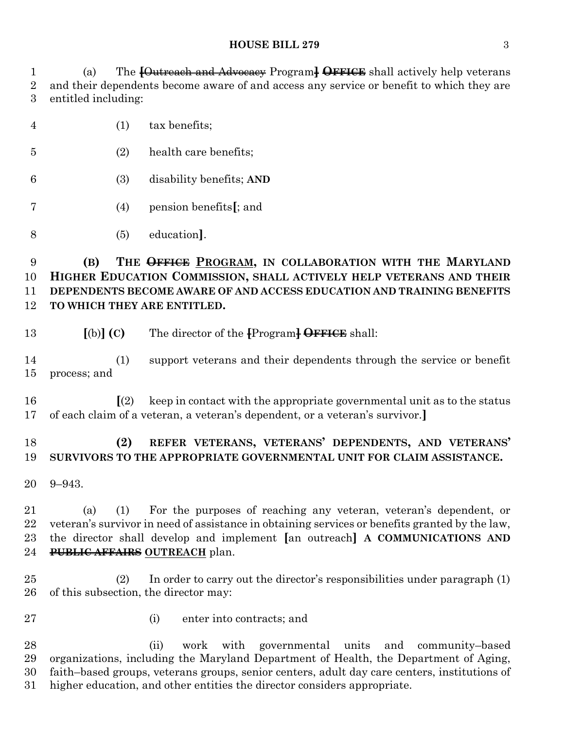(a) The [~~Outreach and Advocacy~~ Program] ~~**OFFICE**~~ shall actively help veterans and their dependents become aware of and access any service or benefit to which they are entitled including:

(1) tax benefits;

(2) health care benefits;

(3) disability benefits; **AND**

(4) pension benefits[; and

(5) education].

**(B) THE ~~OFFICE~~ <u>PROGRAM</u>, IN COLLABORATION WITH THE MARYLAND HIGHER EDUCATION COMMISSION, SHALL ACTIVELY HELP VETERANS AND THEIR DEPENDENTS BECOME AWARE OF AND ACCESS EDUCATION AND TRAINING BENEFITS TO WHICH THEY ARE ENTITLED.**

**[**(b)**] (C)** The director of the [Program] ~~**OFFICE**~~ shall:

(1) support veterans and their dependents through the service or benefit process; and

**[**(2) keep in contact with the appropriate governmental unit as to the status of each claim of a veteran, a veteran's dependent, or a veteran's survivor.**]**

**(2) REFER VETERANS, VETERANS' DEPENDENTS, AND VETERANS' SURVIVORS TO THE APPROPRIATE GOVERNMENTAL UNIT FOR CLAIM ASSISTANCE.**

9–943.

(a) (1) For the purposes of reaching any veteran, veteran's dependent, or veteran's survivor in need of assistance in obtaining services or benefits granted by the law, the director shall develop and implement **[**an outreach**]** **A COMMUNICATIONS AND ~~PUBLIC AFFAIRS~~ <u>OUTREACH</u>** plan.

(2) In order to carry out the director's responsibilities under paragraph (1) of this subsection, the director may:

(i) enter into contracts; and

(ii) work with governmental units and community–based organizations, including the Maryland Department of Health, the Department of Aging, faith–based groups, veterans groups, senior centers, adult day care centers, institutions of higher education, and other entities the director considers appropriate.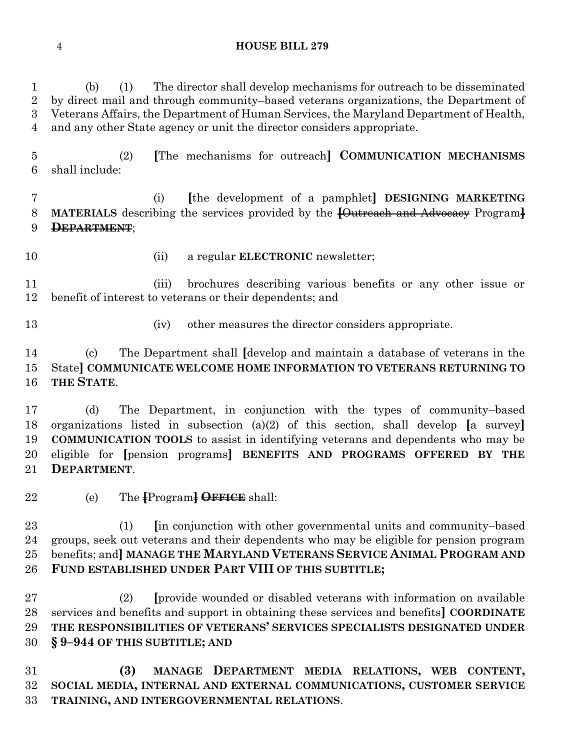(b) (1) The director shall develop mechanisms for outreach to be disseminated by direct mail and through community–based veterans organizations, the Department of Veterans Affairs, the Department of Human Services, the Maryland Department of Health, and any other State agency or unit the director considers appropriate.

(2) [The mechanisms for outreach] **COMMUNICATION MECHANISMS** shall include:

(i) [the development of a pamphlet] **DESIGNING MARKETING MATERIALS** describing the services provided by the ~~[Outreach and Advocacy~~ Program~~]~~ ~~**DEPARTMENT**~~;

(ii) a regular **ELECTRONIC** newsletter;

(iii) brochures describing various benefits or any other issue or benefit of interest to veterans or their dependents; and

(iv) other measures the director considers appropriate.

(c) The Department shall [develop and maintain a database of veterans in the State] **COMMUNICATE WELCOME HOME INFORMATION TO VETERANS RETURNING TO THE STATE**.

(d) The Department, in conjunction with the types of community–based organizations listed in subsection (a)(2) of this section, shall develop [a survey] **COMMUNICATION TOOLS** to assist in identifying veterans and dependents who may be eligible for [pension programs] **BENEFITS AND PROGRAMS OFFERED BY THE DEPARTMENT**.

(e) The ~~[~~Program~~]~~ ~~**OFFICE**~~ shall:

(1) [in conjunction with other governmental units and community–based groups, seek out veterans and their dependents who may be eligible for pension program benefits; and] **MANAGE THE MARYLAND VETERANS SERVICE ANIMAL PROGRAM AND FUND ESTABLISHED UNDER PART VIII OF THIS SUBTITLE;**

(2) [provide wounded or disabled veterans with information on available services and benefits and support in obtaining these services and benefits] **COORDINATE THE RESPONSIBILITIES OF VETERANS' SERVICES SPECIALISTS DESIGNATED UNDER § 9–944 OF THIS SUBTITLE; AND**

**(3) MANAGE DEPARTMENT MEDIA RELATIONS, WEB CONTENT, SOCIAL MEDIA, INTERNAL AND EXTERNAL COMMUNICATIONS, CUSTOMER SERVICE TRAINING, AND INTERGOVERNMENTAL RELATIONS**.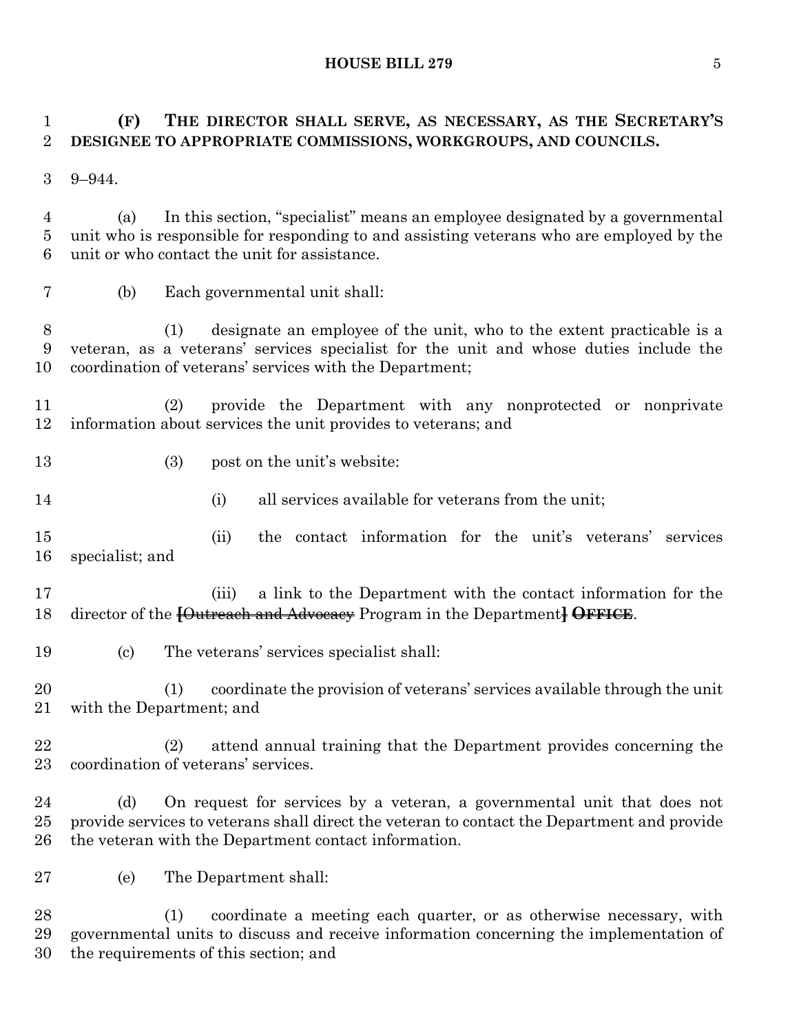**(F) THE DIRECTOR SHALL SERVE, AS NECESSARY, AS THE SECRETARY'S DESIGNEE TO APPROPRIATE COMMISSIONS, WORKGROUPS, AND COUNCILS.**

9–944.

(a) In this section, "specialist" means an employee designated by a governmental unit who is responsible for responding to and assisting veterans who are employed by the unit or who contact the unit for assistance.

(b) Each governmental unit shall:

(1) designate an employee of the unit, who to the extent practicable is a veteran, as a veterans' services specialist for the unit and whose duties include the coordination of veterans' services with the Department;

(2) provide the Department with any nonprotected or nonprivate information about services the unit provides to veterans; and

(3) post on the unit's website:

(i) all services available for veterans from the unit;

(ii) the contact information for the unit's veterans' services specialist; and

(iii) a link to the Department with the contact information for the director of the [~~Outreach and Advocacy~~ Program in the Department] ~~OFFICE~~.

(c) The veterans' services specialist shall:

(1) coordinate the provision of veterans' services available through the unit with the Department; and

(2) attend annual training that the Department provides concerning the coordination of veterans' services.

(d) On request for services by a veteran, a governmental unit that does not provide services to veterans shall direct the veteran to contact the Department and provide the veteran with the Department contact information.

(e) The Department shall:

(1) coordinate a meeting each quarter, or as otherwise necessary, with governmental units to discuss and receive information concerning the implementation of the requirements of this section; and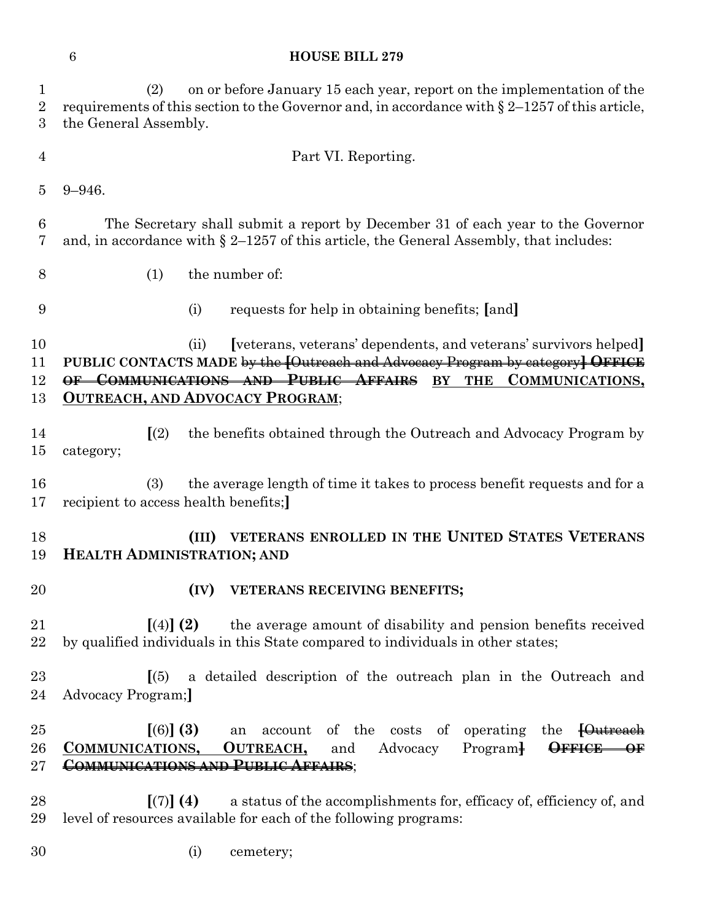(2) on or before January 15 each year, report on the implementation of the requirements of this section to the Governor and, in accordance with § 2–1257 of this article, the General Assembly.

Part VI. Reporting.

9–946.

The Secretary shall submit a report by December 31 of each year to the Governor and, in accordance with § 2–1257 of this article, the General Assembly, that includes:

(1) the number of:

(i) requests for help in obtaining benefits; [and]

(ii) [veterans, veterans' dependents, and veterans' survivors helped] **PUBLIC CONTACTS MADE** ~~by the [Outreach and Advocacy Program by category]~~ ~~**OFFICE OF COMMUNICATIONS AND PUBLIC AFFAIRS**~~ <u>**BY THE COMMUNICATIONS, OUTREACH, AND ADVOCACY PROGRAM**</u>;

[(2) the benefits obtained through the Outreach and Advocacy Program by category;

(3) the average length of time it takes to process benefit requests and for a recipient to access health benefits;]

**(III) VETERANS ENROLLED IN THE UNITED STATES VETERANS HEALTH ADMINISTRATION; AND**

**(IV) VETERANS RECEIVING BENEFITS;**

[(4)] **(2)** the average amount of disability and pension benefits received by qualified individuals in this State compared to individuals in other states;

[(5) a detailed description of the outreach plan in the Outreach and Advocacy Program;]

[(6)] **(3)** an account of the costs of operating the ~~[Outreach~~ <u>**COMMUNICATIONS, OUTREACH,**</u> and Advocacy Program~~]~~ ~~**OFFICE OF COMMUNICATIONS AND PUBLIC AFFAIRS**~~;

[(7)] **(4)** a status of the accomplishments for, efficacy of, efficiency of, and level of resources available for each of the following programs:

(i) cemetery;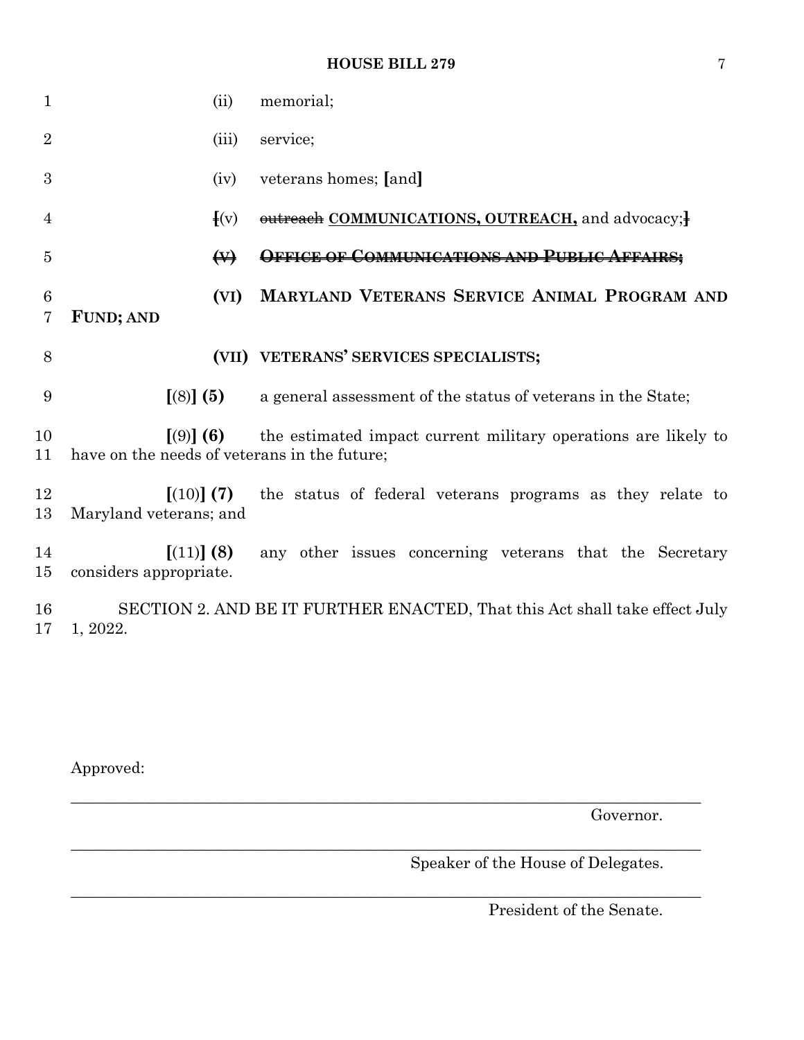(ii) memorial;

(iii) service;

(iv) veterans homes; [and]

[(v) ~~outreach~~ **COMMUNICATIONS, OUTREACH,** and advocacy;]

~~**(V) OFFICE OF COMMUNICATIONS AND PUBLIC AFFAIRS;**~~

**(VI) MARYLAND VETERANS SERVICE ANIMAL PROGRAM AND FUND; AND**

**(VII) VETERANS' SERVICES SPECIALISTS;**

[(8)] **(5)** a general assessment of the status of veterans in the State;

[(9)] **(6)** the estimated impact current military operations are likely to have on the needs of veterans in the future;

[(10)] **(7)** the status of federal veterans programs as they relate to Maryland veterans; and

[(11)] **(8)** any other issues concerning veterans that the Secretary considers appropriate.

SECTION 2. AND BE IT FURTHER ENACTED, That this Act shall take effect July 1, 2022.

Approved:

\_\_\_\_\_\_\_\_\_\_\_\_\_\_\_\_\_\_\_\_\_\_\_\_\_\_\_\_\_\_\_\_\_\_\_\_\_\_\_\_\_\_\_\_\_\_\_\_\_\_\_\_\_\_\_\_\_\_\_\_\_\_\_\_\_\_\_\_\_\_\_\_\_\_\_\_\_\_

Governor.

\_\_\_\_\_\_\_\_\_\_\_\_\_\_\_\_\_\_\_\_\_\_\_\_\_\_\_\_\_\_\_\_\_\_\_\_\_\_\_\_\_\_\_\_\_\_\_\_\_\_\_\_\_\_\_\_\_\_\_\_\_\_\_\_\_\_\_\_\_\_\_\_\_\_\_\_\_\_

Speaker of the House of Delegates.

\_\_\_\_\_\_\_\_\_\_\_\_\_\_\_\_\_\_\_\_\_\_\_\_\_\_\_\_\_\_\_\_\_\_\_\_\_\_\_\_\_\_\_\_\_\_\_\_\_\_\_\_\_\_\_\_\_\_\_\_\_\_\_\_\_\_\_\_\_\_\_\_\_\_\_\_\_\_

President of the Senate.